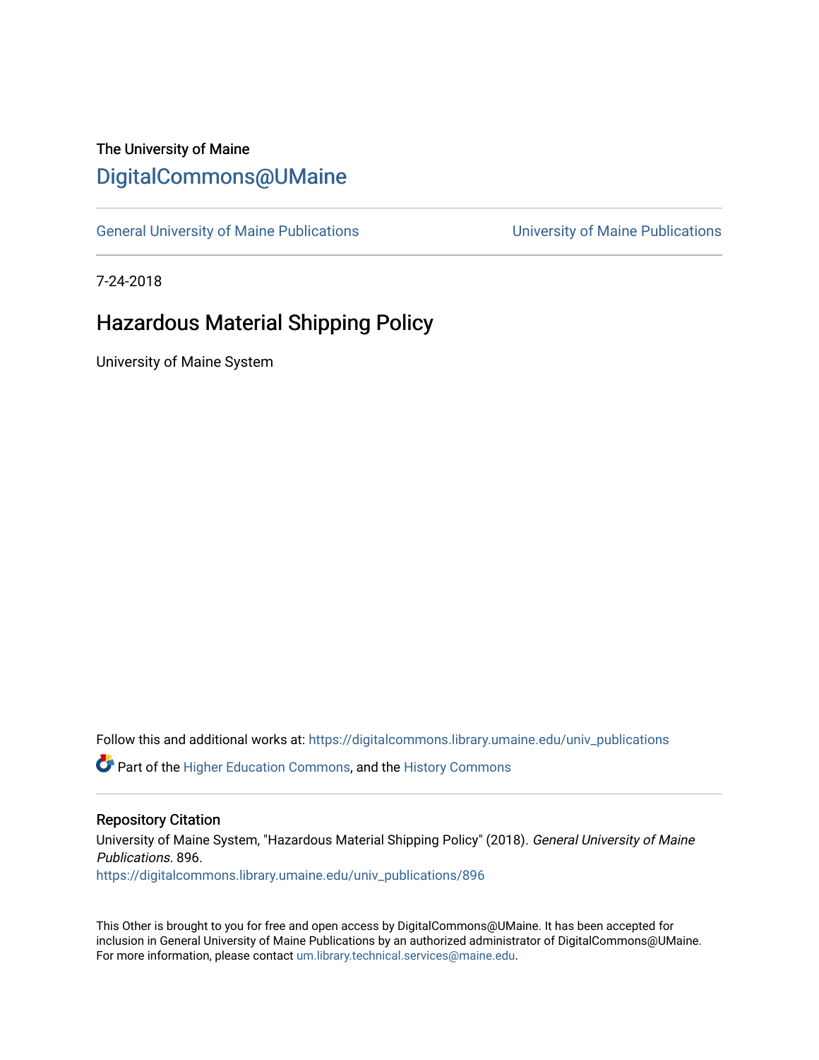The University of Maine

# DigitalCommons@UMaine

General University of Maine Publications | University of Maine Publications

7-24-2018

# Hazardous Material Shipping Policy

University of Maine System

Follow this and additional works at: https://digitalcommons.library.umaine.edu/univ_publications

Part of the Higher Education Commons, and the History Commons

## Repository Citation

University of Maine System, "Hazardous Material Shipping Policy" (2018). *General University of Maine Publications*. 896.
https://digitalcommons.library.umaine.edu/univ_publications/896

This Other is brought to you for free and open access by DigitalCommons@UMaine. It has been accepted for inclusion in General University of Maine Publications by an authorized administrator of DigitalCommons@UMaine. For more information, please contact um.library.technical.services@maine.edu.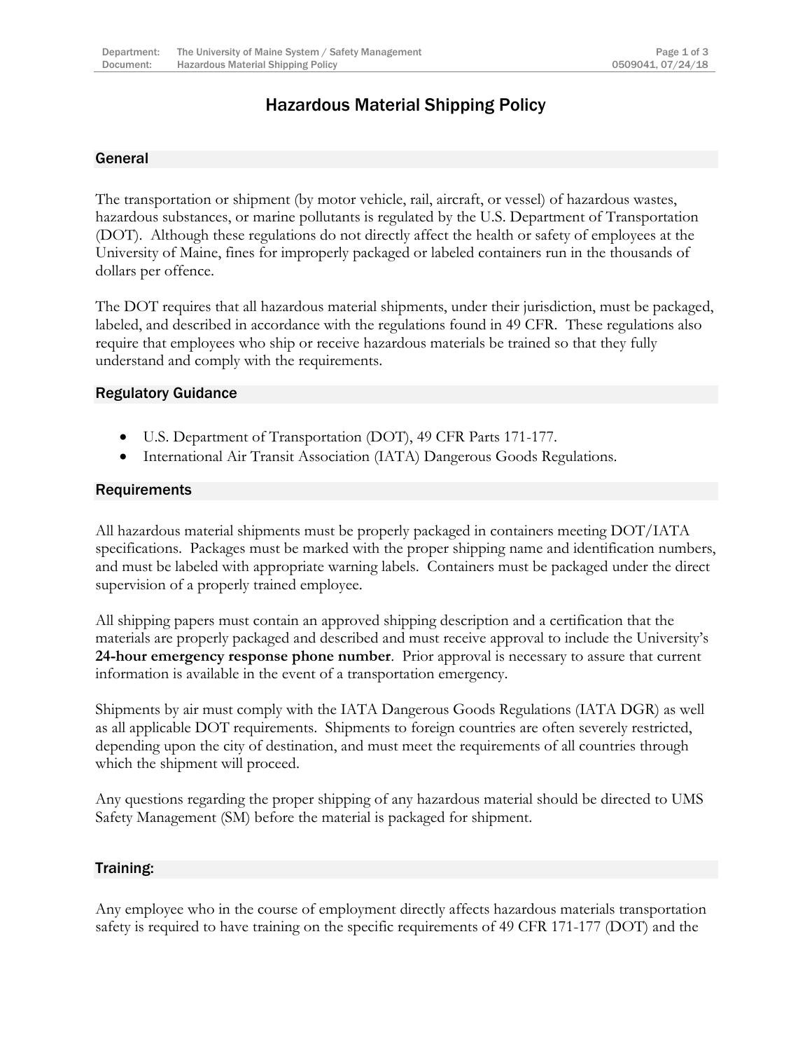# Hazardous Material Shipping Policy

## General

The transportation or shipment (by motor vehicle, rail, aircraft, or vessel) of hazardous wastes, hazardous substances, or marine pollutants is regulated by the U.S. Department of Transportation (DOT). Although these regulations do not directly affect the health or safety of employees at the University of Maine, fines for improperly packaged or labeled containers run in the thousands of dollars per offence.

The DOT requires that all hazardous material shipments, under their jurisdiction, must be packaged, labeled, and described in accordance with the regulations found in 49 CFR. These regulations also require that employees who ship or receive hazardous materials be trained so that they fully understand and comply with the requirements.

## Regulatory Guidance

- U.S. Department of Transportation (DOT), 49 CFR Parts 171-177.
- International Air Transit Association (IATA) Dangerous Goods Regulations.

## Requirements

All hazardous material shipments must be properly packaged in containers meeting DOT/IATA specifications. Packages must be marked with the proper shipping name and identification numbers, and must be labeled with appropriate warning labels. Containers must be packaged under the direct supervision of a properly trained employee.

All shipping papers must contain an approved shipping description and a certification that the materials are properly packaged and described and must receive approval to include the University's **24-hour emergency response phone number**. Prior approval is necessary to assure that current information is available in the event of a transportation emergency.

Shipments by air must comply with the IATA Dangerous Goods Regulations (IATA DGR) as well as all applicable DOT requirements. Shipments to foreign countries are often severely restricted, depending upon the city of destination, and must meet the requirements of all countries through which the shipment will proceed.

Any questions regarding the proper shipping of any hazardous material should be directed to UMS Safety Management (SM) before the material is packaged for shipment.

## Training:

Any employee who in the course of employment directly affects hazardous materials transportation safety is required to have training on the specific requirements of 49 CFR 171-177 (DOT) and the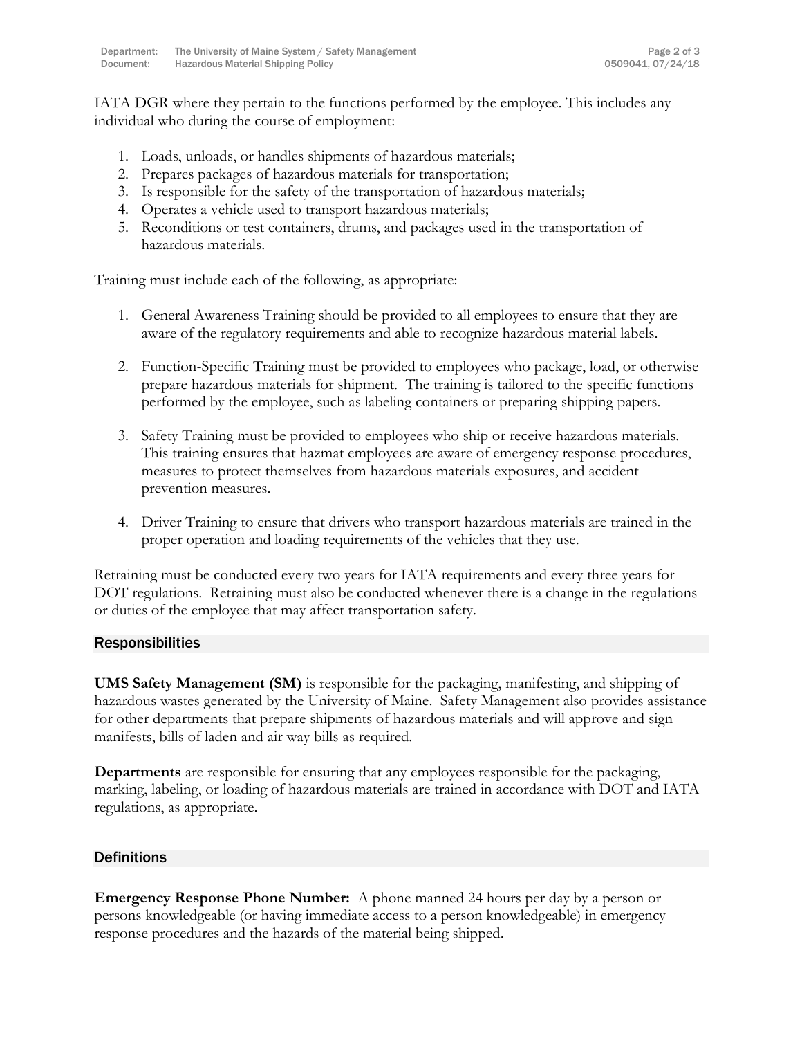IATA DGR where they pertain to the functions performed by the employee. This includes any individual who during the course of employment:

1. Loads, unloads, or handles shipments of hazardous materials;
2. Prepares packages of hazardous materials for transportation;
3. Is responsible for the safety of the transportation of hazardous materials;
4. Operates a vehicle used to transport hazardous materials;
5. Reconditions or test containers, drums, and packages used in the transportation of hazardous materials.

Training must include each of the following, as appropriate:

1. General Awareness Training should be provided to all employees to ensure that they are aware of the regulatory requirements and able to recognize hazardous material labels.

2. Function-Specific Training must be provided to employees who package, load, or otherwise prepare hazardous materials for shipment. The training is tailored to the specific functions performed by the employee, such as labeling containers or preparing shipping papers.

3. Safety Training must be provided to employees who ship or receive hazardous materials. This training ensures that hazmat employees are aware of emergency response procedures, measures to protect themselves from hazardous materials exposures, and accident prevention measures.

4. Driver Training to ensure that drivers who transport hazardous materials are trained in the proper operation and loading requirements of the vehicles that they use.

Retraining must be conducted every two years for IATA requirements and every three years for DOT regulations. Retraining must also be conducted whenever there is a change in the regulations or duties of the employee that may affect transportation safety.

## Responsibilities

**UMS Safety Management (SM)** is responsible for the packaging, manifesting, and shipping of hazardous wastes generated by the University of Maine. Safety Management also provides assistance for other departments that prepare shipments of hazardous materials and will approve and sign manifests, bills of laden and air way bills as required.

**Departments** are responsible for ensuring that any employees responsible for the packaging, marking, labeling, or loading of hazardous materials are trained in accordance with DOT and IATA regulations, as appropriate.

## Definitions

**Emergency Response Phone Number:** A phone manned 24 hours per day by a person or persons knowledgeable (or having immediate access to a person knowledgeable) in emergency response procedures and the hazards of the material being shipped.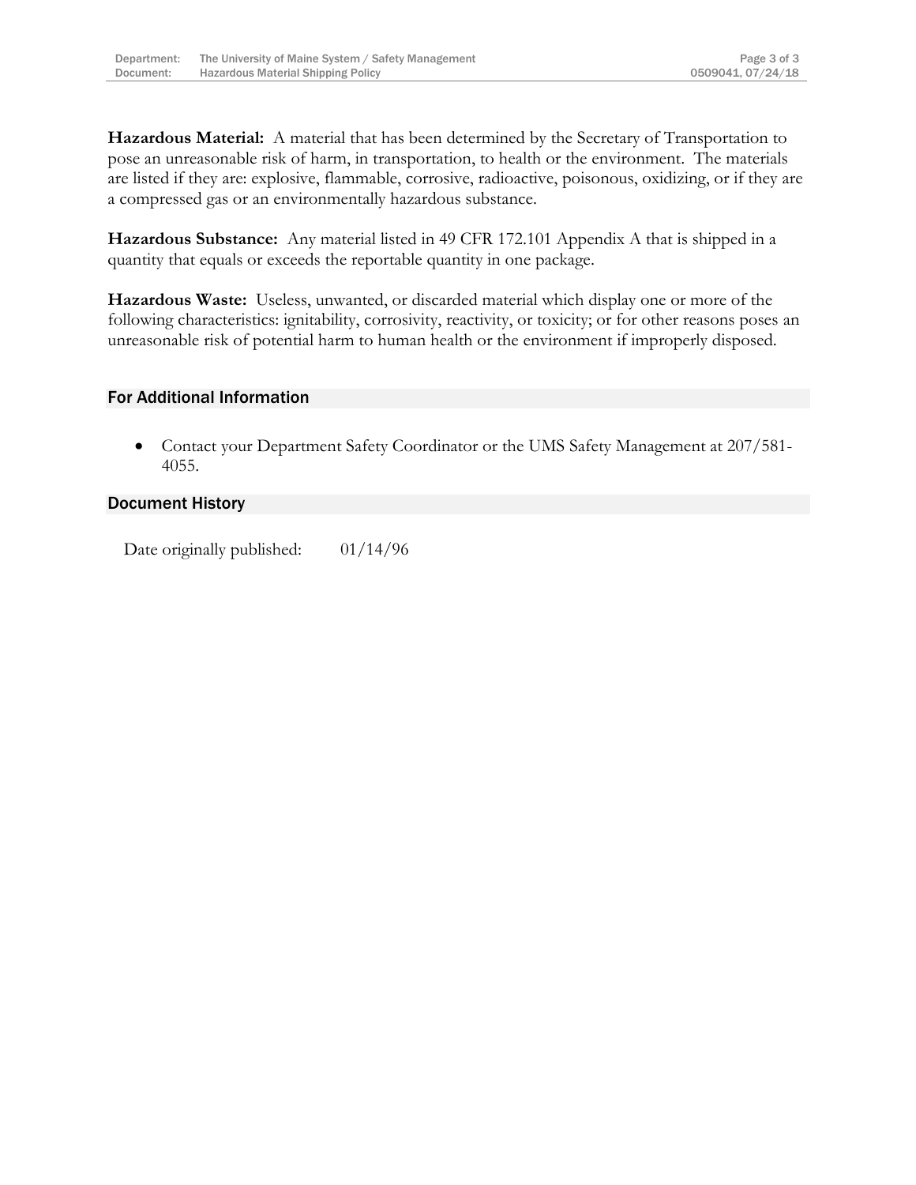**Hazardous Material:** A material that has been determined by the Secretary of Transportation to pose an unreasonable risk of harm, in transportation, to health or the environment. The materials are listed if they are: explosive, flammable, corrosive, radioactive, poisonous, oxidizing, or if they are a compressed gas or an environmentally hazardous substance.

**Hazardous Substance:** Any material listed in 49 CFR 172.101 Appendix A that is shipped in a quantity that equals or exceeds the reportable quantity in one package.

**Hazardous Waste:** Useless, unwanted, or discarded material which display one or more of the following characteristics: ignitability, corrosivity, reactivity, or toxicity; or for other reasons poses an unreasonable risk of potential harm to human health or the environment if improperly disposed.

## For Additional Information

- Contact your Department Safety Coordinator or the UMS Safety Management at 207/581-4055.

## Document History

Date originally published: 01/14/96